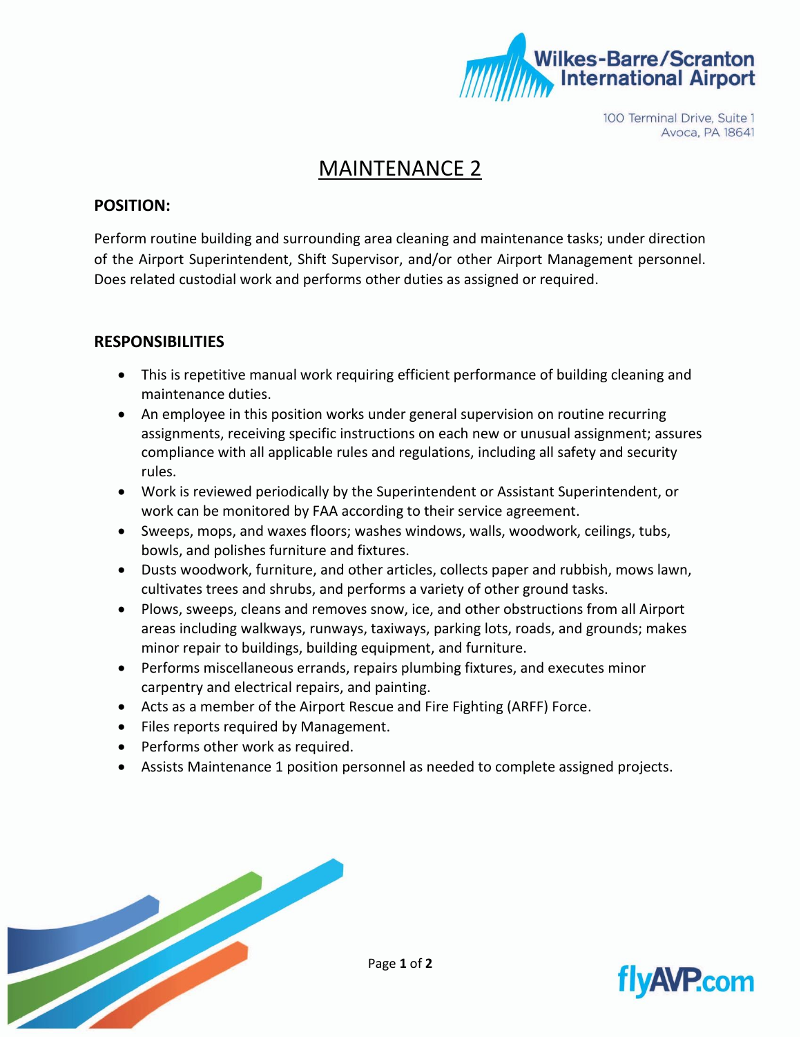Wilkes-Barre/Scranton International Airport

100 Terminal Drive, Suite 1
Avoca, PA 18641

# MAINTENANCE 2

## POSITION:

Perform routine building and surrounding area cleaning and maintenance tasks; under direction of the Airport Superintendent, Shift Supervisor, and/or other Airport Management personnel. Does related custodial work and performs other duties as assigned or required.

## RESPONSIBILITIES

- This is repetitive manual work requiring efficient performance of building cleaning and maintenance duties.
- An employee in this position works under general supervision on routine recurring assignments, receiving specific instructions on each new or unusual assignment; assures compliance with all applicable rules and regulations, including all safety and security rules.
- Work is reviewed periodically by the Superintendent or Assistant Superintendent, or work can be monitored by FAA according to their service agreement.
- Sweeps, mops, and waxes floors; washes windows, walls, woodwork, ceilings, tubs, bowls, and polishes furniture and fixtures.
- Dusts woodwork, furniture, and other articles, collects paper and rubbish, mows lawn, cultivates trees and shrubs, and performs a variety of other ground tasks.
- Plows, sweeps, cleans and removes snow, ice, and other obstructions from all Airport areas including walkways, runways, taxiways, parking lots, roads, and grounds; makes minor repair to buildings, building equipment, and furniture.
- Performs miscellaneous errands, repairs plumbing fixtures, and executes minor carpentry and electrical repairs, and painting.
- Acts as a member of the Airport Rescue and Fire Fighting (ARFF) Force.
- Files reports required by Management.
- Performs other work as required.
- Assists Maintenance 1 position personnel as needed to complete assigned projects.

flyAVP.com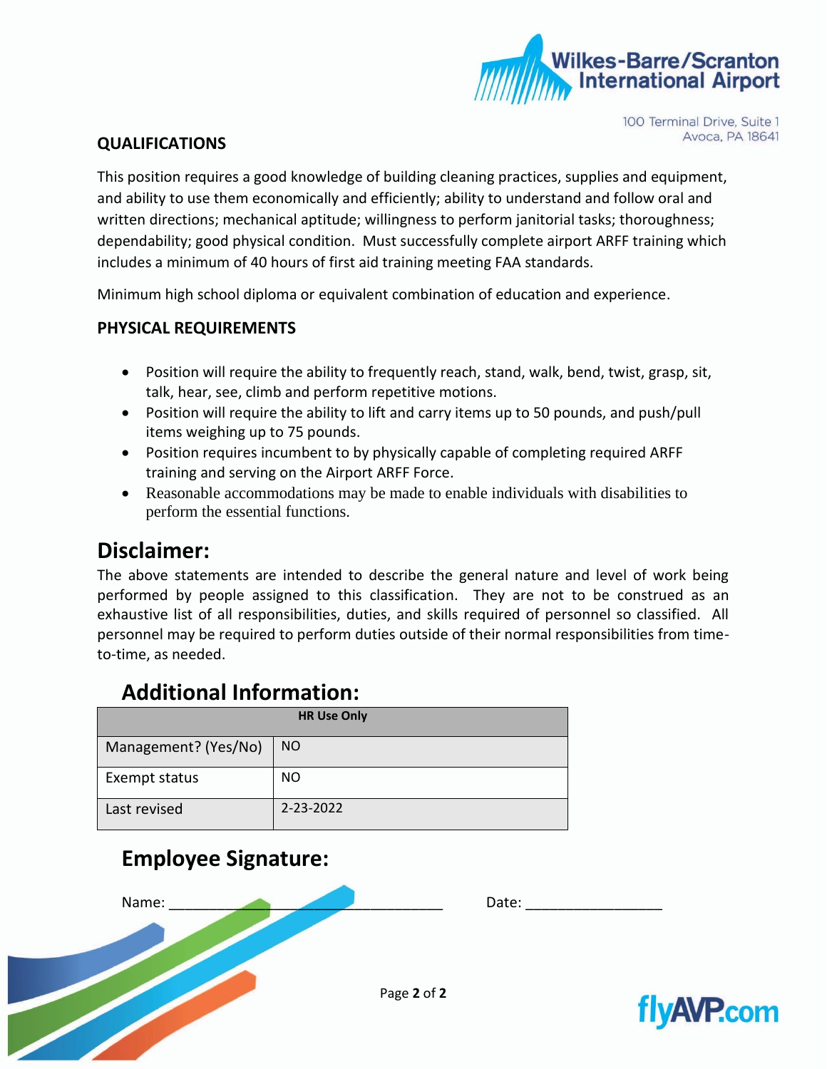### QUALIFICATIONS

This position requires a good knowledge of building cleaning practices, supplies and equipment, and ability to use them economically and efficiently; ability to understand and follow oral and written directions; mechanical aptitude; willingness to perform janitorial tasks; thoroughness; dependability; good physical condition. Must successfully complete airport ARFF training which includes a minimum of 40 hours of first aid training meeting FAA standards.

Minimum high school diploma or equivalent combination of education and experience.

### PHYSICAL REQUIREMENTS

- Position will require the ability to frequently reach, stand, walk, bend, twist, grasp, sit, talk, hear, see, climb and perform repetitive motions.
- Position will require the ability to lift and carry items up to 50 pounds, and push/pull items weighing up to 75 pounds.
- Position requires incumbent to by physically capable of completing required ARFF training and serving on the Airport ARFF Force.
- Reasonable accommodations may be made to enable individuals with disabilities to perform the essential functions.

## Disclaimer:

The above statements are intended to describe the general nature and level of work being performed by people assigned to this classification. They are not to be construed as an exhaustive list of all responsibilities, duties, and skills required of personnel so classified. All personnel may be required to perform duties outside of their normal responsibilities from time-to-time, as needed.

## Additional Information:

| HR Use Only | |
|---|---|
| Management? (Yes/No) | NO |
| Exempt status | NO |
| Last revised | 2-23-2022 |

## Employee Signature:

Name: ___________________________________ Date: _________________

flyAVP.com